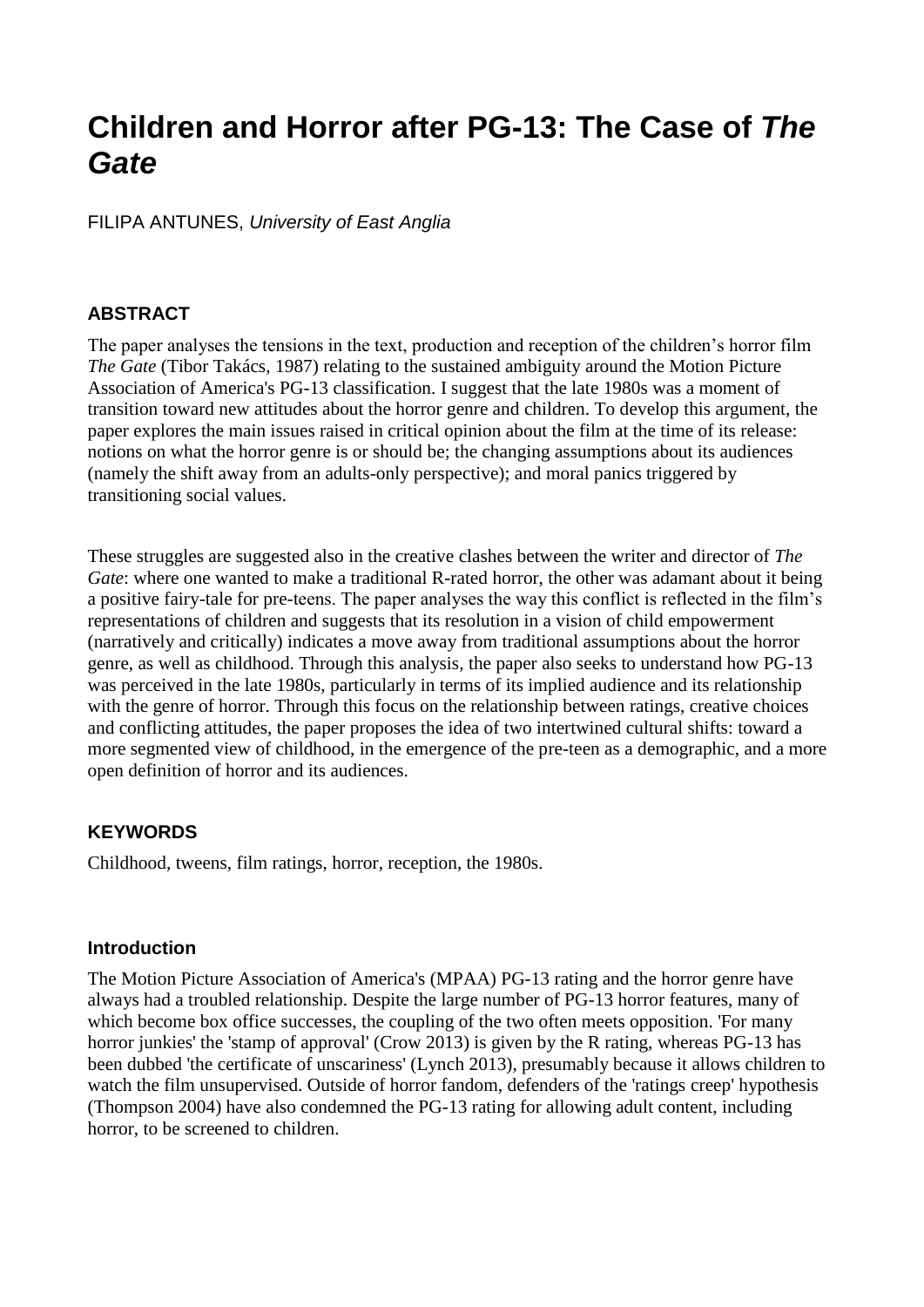# Children and Horror after PG-13: The Case of *The Gate*

FILIPA ANTUNES, *University of East Anglia*

## ABSTRACT

The paper analyses the tensions in the text, production and reception of the children's horror film *The Gate* (Tibor Takács, 1987) relating to the sustained ambiguity around the Motion Picture Association of America's PG-13 classification. I suggest that the late 1980s was a moment of transition toward new attitudes about the horror genre and children. To develop this argument, the paper explores the main issues raised in critical opinion about the film at the time of its release: notions on what the horror genre is or should be; the changing assumptions about its audiences (namely the shift away from an adults-only perspective); and moral panics triggered by transitioning social values.

These struggles are suggested also in the creative clashes between the writer and director of *The Gate*: where one wanted to make a traditional R-rated horror, the other was adamant about it being a positive fairy-tale for pre-teens. The paper analyses the way this conflict is reflected in the film's representations of children and suggests that its resolution in a vision of child empowerment (narratively and critically) indicates a move away from traditional assumptions about the horror genre, as well as childhood. Through this analysis, the paper also seeks to understand how PG-13 was perceived in the late 1980s, particularly in terms of its implied audience and its relationship with the genre of horror. Through this focus on the relationship between ratings, creative choices and conflicting attitudes, the paper proposes the idea of two intertwined cultural shifts: toward a more segmented view of childhood, in the emergence of the pre-teen as a demographic, and a more open definition of horror and its audiences.

## KEYWORDS

Childhood, tweens, film ratings, horror, reception, the 1980s.

### Introduction

The Motion Picture Association of America's (MPAA) PG-13 rating and the horror genre have always had a troubled relationship. Despite the large number of PG-13 horror features, many of which become box office successes, the coupling of the two often meets opposition. 'For many horror junkies' the 'stamp of approval' (Crow 2013) is given by the R rating, whereas PG-13 has been dubbed 'the certificate of unscariness' (Lynch 2013), presumably because it allows children to watch the film unsupervised. Outside of horror fandom, defenders of the 'ratings creep' hypothesis (Thompson 2004) have also condemned the PG-13 rating for allowing adult content, including horror, to be screened to children.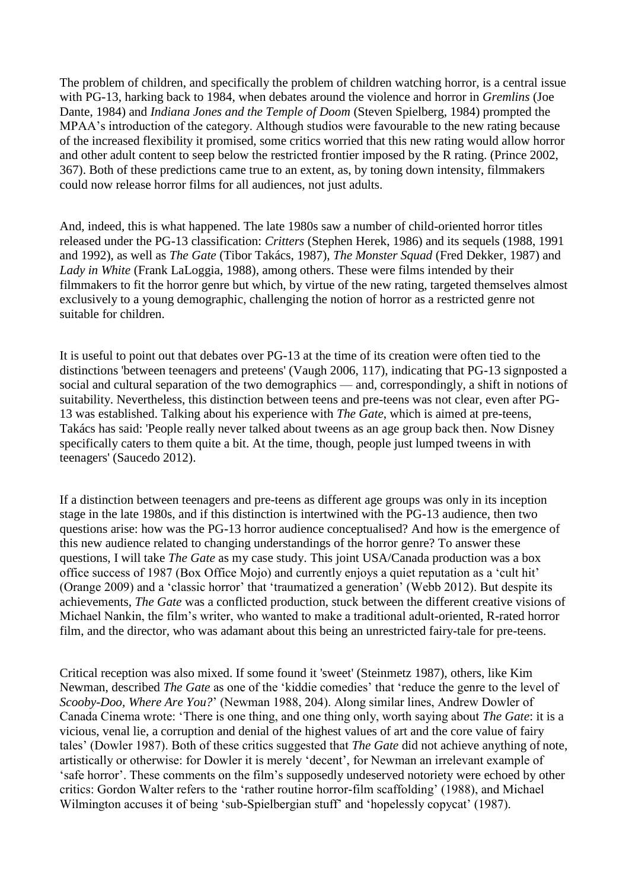The problem of children, and specifically the problem of children watching horror, is a central issue with PG-13, harking back to 1984, when debates around the violence and horror in *Gremlins* (Joe Dante, 1984) and *Indiana Jones and the Temple of Doom* (Steven Spielberg, 1984) prompted the MPAA's introduction of the category. Although studios were favourable to the new rating because of the increased flexibility it promised, some critics worried that this new rating would allow horror and other adult content to seep below the restricted frontier imposed by the R rating. (Prince 2002, 367). Both of these predictions came true to an extent, as, by toning down intensity, filmmakers could now release horror films for all audiences, not just adults.

And, indeed, this is what happened. The late 1980s saw a number of child-oriented horror titles released under the PG-13 classification: *Critters* (Stephen Herek, 1986) and its sequels (1988, 1991 and 1992), as well as *The Gate* (Tibor Takács, 1987), *The Monster Squad* (Fred Dekker, 1987) and *Lady in White* (Frank LaLoggia, 1988), among others. These were films intended by their filmmakers to fit the horror genre but which, by virtue of the new rating, targeted themselves almost exclusively to a young demographic, challenging the notion of horror as a restricted genre not suitable for children.

It is useful to point out that debates over PG-13 at the time of its creation were often tied to the distinctions 'between teenagers and preteens' (Vaugh 2006, 117), indicating that PG-13 signposted a social and cultural separation of the two demographics — and, correspondingly, a shift in notions of suitability. Nevertheless, this distinction between teens and pre-teens was not clear, even after PG-13 was established. Talking about his experience with *The Gate*, which is aimed at pre-teens, Takács has said: 'People really never talked about tweens as an age group back then. Now Disney specifically caters to them quite a bit. At the time, though, people just lumped tweens in with teenagers' (Saucedo 2012).

If a distinction between teenagers and pre-teens as different age groups was only in its inception stage in the late 1980s, and if this distinction is intertwined with the PG-13 audience, then two questions arise: how was the PG-13 horror audience conceptualised? And how is the emergence of this new audience related to changing understandings of the horror genre? To answer these questions, I will take *The Gate* as my case study. This joint USA/Canada production was a box office success of 1987 (Box Office Mojo) and currently enjoys a quiet reputation as a 'cult hit' (Orange 2009) and a 'classic horror' that 'traumatized a generation' (Webb 2012). But despite its achievements, *The Gate* was a conflicted production, stuck between the different creative visions of Michael Nankin, the film's writer, who wanted to make a traditional adult-oriented, R-rated horror film, and the director, who was adamant about this being an unrestricted fairy-tale for pre-teens.

Critical reception was also mixed. If some found it 'sweet' (Steinmetz 1987), others, like Kim Newman, described *The Gate* as one of the 'kiddie comedies' that 'reduce the genre to the level of *Scooby-Doo, Where Are You?*' (Newman 1988, 204). Along similar lines, Andrew Dowler of Canada Cinema wrote: 'There is one thing, and one thing only, worth saying about *The Gate*: it is a vicious, venal lie, a corruption and denial of the highest values of art and the core value of fairy tales' (Dowler 1987). Both of these critics suggested that *The Gate* did not achieve anything of note, artistically or otherwise: for Dowler it is merely 'decent', for Newman an irrelevant example of 'safe horror'. These comments on the film's supposedly undeserved notoriety were echoed by other critics: Gordon Walter refers to the 'rather routine horror-film scaffolding' (1988), and Michael Wilmington accuses it of being 'sub-Spielbergian stuff' and 'hopelessly copycat' (1987).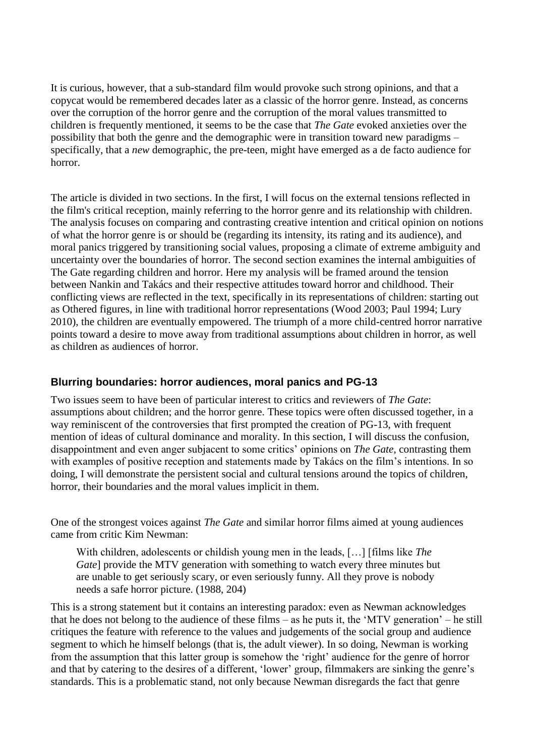It is curious, however, that a sub-standard film would provoke such strong opinions, and that a copycat would be remembered decades later as a classic of the horror genre. Instead, as concerns over the corruption of the horror genre and the corruption of the moral values transmitted to children is frequently mentioned, it seems to be the case that *The Gate* evoked anxieties over the possibility that both the genre and the demographic were in transition toward new paradigms – specifically, that a *new* demographic, the pre-teen, might have emerged as a de facto audience for horror.

The article is divided in two sections. In the first, I will focus on the external tensions reflected in the film's critical reception, mainly referring to the horror genre and its relationship with children. The analysis focuses on comparing and contrasting creative intention and critical opinion on notions of what the horror genre is or should be (regarding its intensity, its rating and its audience), and moral panics triggered by transitioning social values, proposing a climate of extreme ambiguity and uncertainty over the boundaries of horror. The second section examines the internal ambiguities of The Gate regarding children and horror. Here my analysis will be framed around the tension between Nankin and Takács and their respective attitudes toward horror and childhood. Their conflicting views are reflected in the text, specifically in its representations of children: starting out as Othered figures, in line with traditional horror representations (Wood 2003; Paul 1994; Lury 2010), the children are eventually empowered. The triumph of a more child-centred horror narrative points toward a desire to move away from traditional assumptions about children in horror, as well as children as audiences of horror.

## Blurring boundaries: horror audiences, moral panics and PG-13

Two issues seem to have been of particular interest to critics and reviewers of *The Gate*: assumptions about children; and the horror genre. These topics were often discussed together, in a way reminiscent of the controversies that first prompted the creation of PG-13, with frequent mention of ideas of cultural dominance and morality. In this section, I will discuss the confusion, disappointment and even anger subjacent to some critics' opinions on *The Gate*, contrasting them with examples of positive reception and statements made by Takács on the film's intentions. In so doing, I will demonstrate the persistent social and cultural tensions around the topics of children, horror, their boundaries and the moral values implicit in them.

One of the strongest voices against *The Gate* and similar horror films aimed at young audiences came from critic Kim Newman:

> With children, adolescents or childish young men in the leads, […] [films like *The Gate*] provide the MTV generation with something to watch every three minutes but are unable to get seriously scary, or even seriously funny. All they prove is nobody needs a safe horror picture. (1988, 204)

This is a strong statement but it contains an interesting paradox: even as Newman acknowledges that he does not belong to the audience of these films – as he puts it, the 'MTV generation' – he still critiques the feature with reference to the values and judgements of the social group and audience segment to which he himself belongs (that is, the adult viewer). In so doing, Newman is working from the assumption that this latter group is somehow the 'right' audience for the genre of horror and that by catering to the desires of a different, 'lower' group, filmmakers are sinking the genre's standards. This is a problematic stand, not only because Newman disregards the fact that genre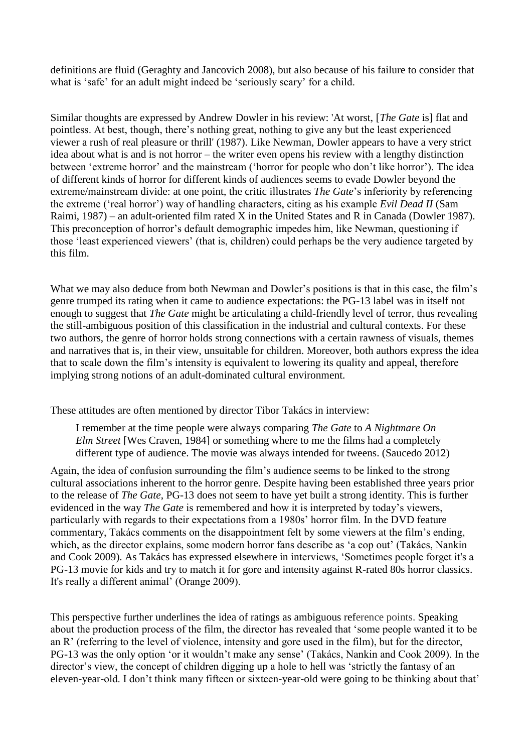definitions are fluid (Geraghty and Jancovich 2008), but also because of his failure to consider that what is 'safe' for an adult might indeed be 'seriously scary' for a child.

Similar thoughts are expressed by Andrew Dowler in his review: 'At worst, [*The Gate* is] flat and pointless. At best, though, there's nothing great, nothing to give any but the least experienced viewer a rush of real pleasure or thrill' (1987). Like Newman, Dowler appears to have a very strict idea about what is and is not horror – the writer even opens his review with a lengthy distinction between 'extreme horror' and the mainstream ('horror for people who don't like horror'). The idea of different kinds of horror for different kinds of audiences seems to evade Dowler beyond the extreme/mainstream divide: at one point, the critic illustrates *The Gate*'s inferiority by referencing the extreme ('real horror') way of handling characters, citing as his example *Evil Dead II* (Sam Raimi, 1987) – an adult-oriented film rated X in the United States and R in Canada (Dowler 1987). This preconception of horror's default demographic impedes him, like Newman, questioning if those 'least experienced viewers' (that is, children) could perhaps be the very audience targeted by this film.

What we may also deduce from both Newman and Dowler's positions is that in this case, the film's genre trumped its rating when it came to audience expectations: the PG-13 label was in itself not enough to suggest that *The Gate* might be articulating a child-friendly level of terror, thus revealing the still-ambiguous position of this classification in the industrial and cultural contexts. For these two authors, the genre of horror holds strong connections with a certain rawness of visuals, themes and narratives that is, in their view, unsuitable for children. Moreover, both authors express the idea that to scale down the film's intensity is equivalent to lowering its quality and appeal, therefore implying strong notions of an adult-dominated cultural environment.

These attitudes are often mentioned by director Tibor Takács in interview:

> I remember at the time people were always comparing *The Gate* to *A Nightmare On Elm Street* [Wes Craven, 1984] or something where to me the films had a completely different type of audience. The movie was always intended for tweens. (Saucedo 2012)

Again, the idea of confusion surrounding the film's audience seems to be linked to the strong cultural associations inherent to the horror genre. Despite having been established three years prior to the release of *The Gate*, PG-13 does not seem to have yet built a strong identity. This is further evidenced in the way *The Gate* is remembered and how it is interpreted by today's viewers, particularly with regards to their expectations from a 1980s' horror film. In the DVD feature commentary, Takács comments on the disappointment felt by some viewers at the film's ending, which, as the director explains, some modern horror fans describe as 'a cop out' (Takács, Nankin and Cook 2009). As Takács has expressed elsewhere in interviews, 'Sometimes people forget it's a PG-13 movie for kids and try to match it for gore and intensity against R-rated 80s horror classics. It's really a different animal' (Orange 2009).

This perspective further underlines the idea of ratings as ambiguous reference points. Speaking about the production process of the film, the director has revealed that 'some people wanted it to be an R' (referring to the level of violence, intensity and gore used in the film), but for the director, PG-13 was the only option 'or it wouldn't make any sense' (Takács, Nankin and Cook 2009). In the director's view, the concept of children digging up a hole to hell was 'strictly the fantasy of an eleven-year-old. I don't think many fifteen or sixteen-year-old were going to be thinking about that'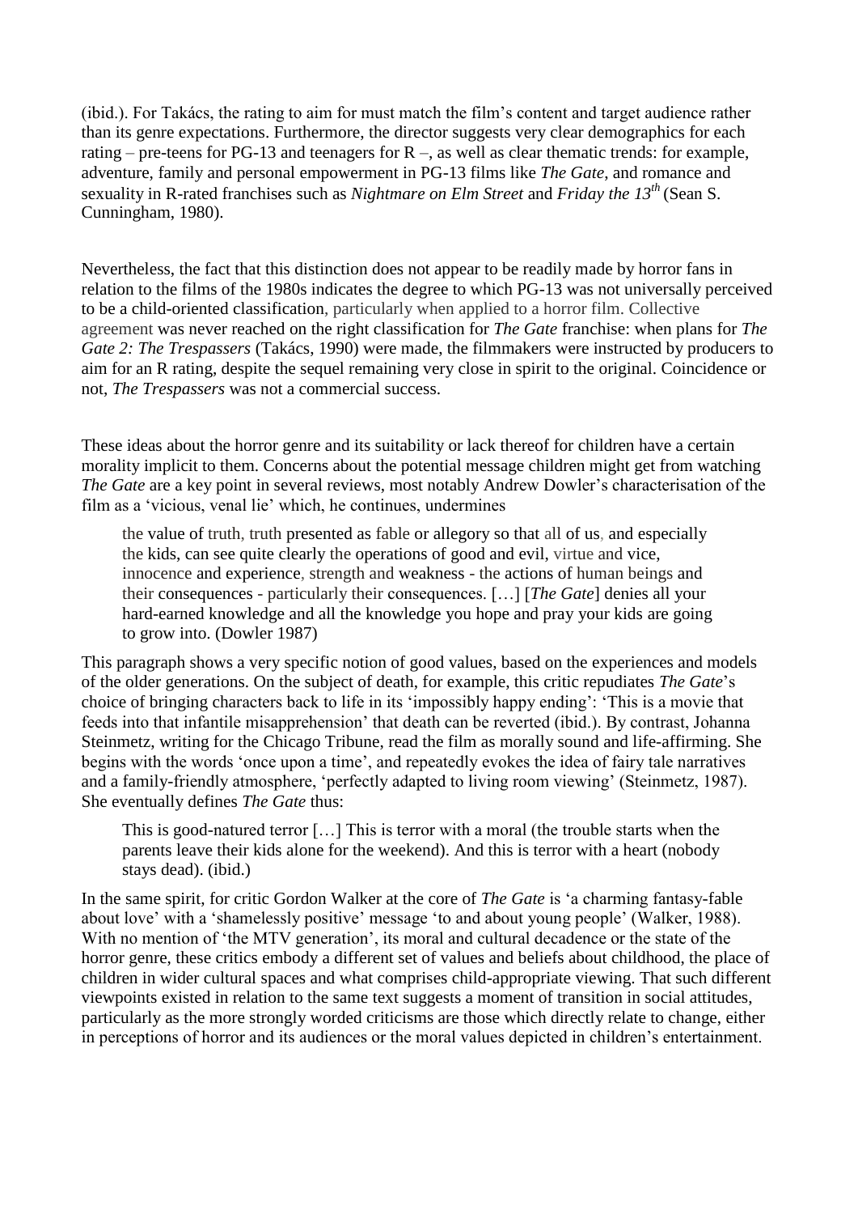(ibid.). For Takács, the rating to aim for must match the film's content and target audience rather than its genre expectations. Furthermore, the director suggests very clear demographics for each rating – pre-teens for PG-13 and teenagers for R –, as well as clear thematic trends: for example, adventure, family and personal empowerment in PG-13 films like *The Gate*, and romance and sexuality in R-rated franchises such as *Nightmare on Elm Street* and *Friday the 13$^{th}$* (Sean S. Cunningham, 1980).

Nevertheless, the fact that this distinction does not appear to be readily made by horror fans in relation to the films of the 1980s indicates the degree to which PG-13 was not universally perceived to be a child-oriented classification, particularly when applied to a horror film. Collective agreement was never reached on the right classification for *The Gate* franchise: when plans for *The Gate 2: The Trespassers* (Takács, 1990) were made, the filmmakers were instructed by producers to aim for an R rating, despite the sequel remaining very close in spirit to the original. Coincidence or not, *The Trespassers* was not a commercial success.

These ideas about the horror genre and its suitability or lack thereof for children have a certain morality implicit to them. Concerns about the potential message children might get from watching *The Gate* are a key point in several reviews, most notably Andrew Dowler's characterisation of the film as a 'vicious, venal lie' which, he continues, undermines

> the value of truth, truth presented as fable or allegory so that all of us, and especially the kids, can see quite clearly the operations of good and evil, virtue and vice, innocence and experience, strength and weakness - the actions of human beings and their consequences - particularly their consequences. […] [*The Gate*] denies all your hard-earned knowledge and all the knowledge you hope and pray your kids are going to grow into. (Dowler 1987)

This paragraph shows a very specific notion of good values, based on the experiences and models of the older generations. On the subject of death, for example, this critic repudiates *The Gate*'s choice of bringing characters back to life in its 'impossibly happy ending': 'This is a movie that feeds into that infantile misapprehension' that death can be reverted (ibid.). By contrast, Johanna Steinmetz, writing for the Chicago Tribune, read the film as morally sound and life-affirming. She begins with the words 'once upon a time', and repeatedly evokes the idea of fairy tale narratives and a family-friendly atmosphere, 'perfectly adapted to living room viewing' (Steinmetz, 1987). She eventually defines *The Gate* thus:

> This is good-natured terror […] This is terror with a moral (the trouble starts when the parents leave their kids alone for the weekend). And this is terror with a heart (nobody stays dead). (ibid.)

In the same spirit, for critic Gordon Walker at the core of *The Gate* is 'a charming fantasy-fable about love' with a 'shamelessly positive' message 'to and about young people' (Walker, 1988). With no mention of 'the MTV generation', its moral and cultural decadence or the state of the horror genre, these critics embody a different set of values and beliefs about childhood, the place of children in wider cultural spaces and what comprises child-appropriate viewing. That such different viewpoints existed in relation to the same text suggests a moment of transition in social attitudes, particularly as the more strongly worded criticisms are those which directly relate to change, either in perceptions of horror and its audiences or the moral values depicted in children's entertainment.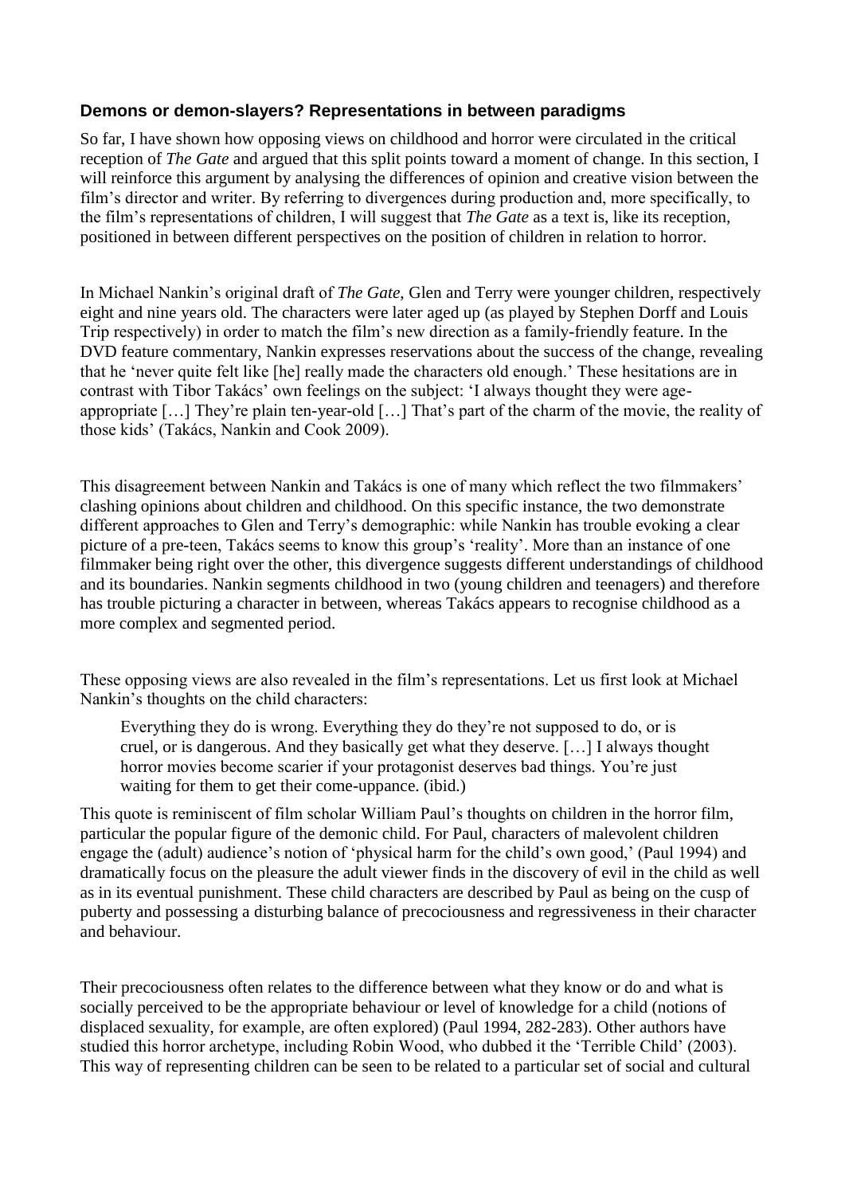### Demons or demon-slayers? Representations in between paradigms

So far, I have shown how opposing views on childhood and horror were circulated in the critical reception of *The Gate* and argued that this split points toward a moment of change. In this section, I will reinforce this argument by analysing the differences of opinion and creative vision between the film's director and writer. By referring to divergences during production and, more specifically, to the film's representations of children, I will suggest that *The Gate* as a text is, like its reception, positioned in between different perspectives on the position of children in relation to horror.

In Michael Nankin's original draft of *The Gate,* Glen and Terry were younger children, respectively eight and nine years old. The characters were later aged up (as played by Stephen Dorff and Louis Trip respectively) in order to match the film's new direction as a family-friendly feature. In the DVD feature commentary, Nankin expresses reservations about the success of the change, revealing that he 'never quite felt like [he] really made the characters old enough.' These hesitations are in contrast with Tibor Takács' own feelings on the subject: 'I always thought they were age-appropriate […] They're plain ten-year-old […] That's part of the charm of the movie, the reality of those kids' (Takács, Nankin and Cook 2009).

This disagreement between Nankin and Takács is one of many which reflect the two filmmakers' clashing opinions about children and childhood. On this specific instance, the two demonstrate different approaches to Glen and Terry's demographic: while Nankin has trouble evoking a clear picture of a pre-teen, Takács seems to know this group's 'reality'. More than an instance of one filmmaker being right over the other, this divergence suggests different understandings of childhood and its boundaries. Nankin segments childhood in two (young children and teenagers) and therefore has trouble picturing a character in between, whereas Takács appears to recognise childhood as a more complex and segmented period.

These opposing views are also revealed in the film's representations. Let us first look at Michael Nankin's thoughts on the child characters:

> Everything they do is wrong. Everything they do they're not supposed to do, or is cruel, or is dangerous. And they basically get what they deserve. […] I always thought horror movies become scarier if your protagonist deserves bad things. You're just waiting for them to get their come-uppance. (ibid.)

This quote is reminiscent of film scholar William Paul's thoughts on children in the horror film, particular the popular figure of the demonic child. For Paul, characters of malevolent children engage the (adult) audience's notion of 'physical harm for the child's own good,' (Paul 1994) and dramatically focus on the pleasure the adult viewer finds in the discovery of evil in the child as well as in its eventual punishment. These child characters are described by Paul as being on the cusp of puberty and possessing a disturbing balance of precociousness and regressiveness in their character and behaviour.

Their precociousness often relates to the difference between what they know or do and what is socially perceived to be the appropriate behaviour or level of knowledge for a child (notions of displaced sexuality, for example, are often explored) (Paul 1994, 282-283). Other authors have studied this horror archetype, including Robin Wood, who dubbed it the 'Terrible Child' (2003). This way of representing children can be seen to be related to a particular set of social and cultural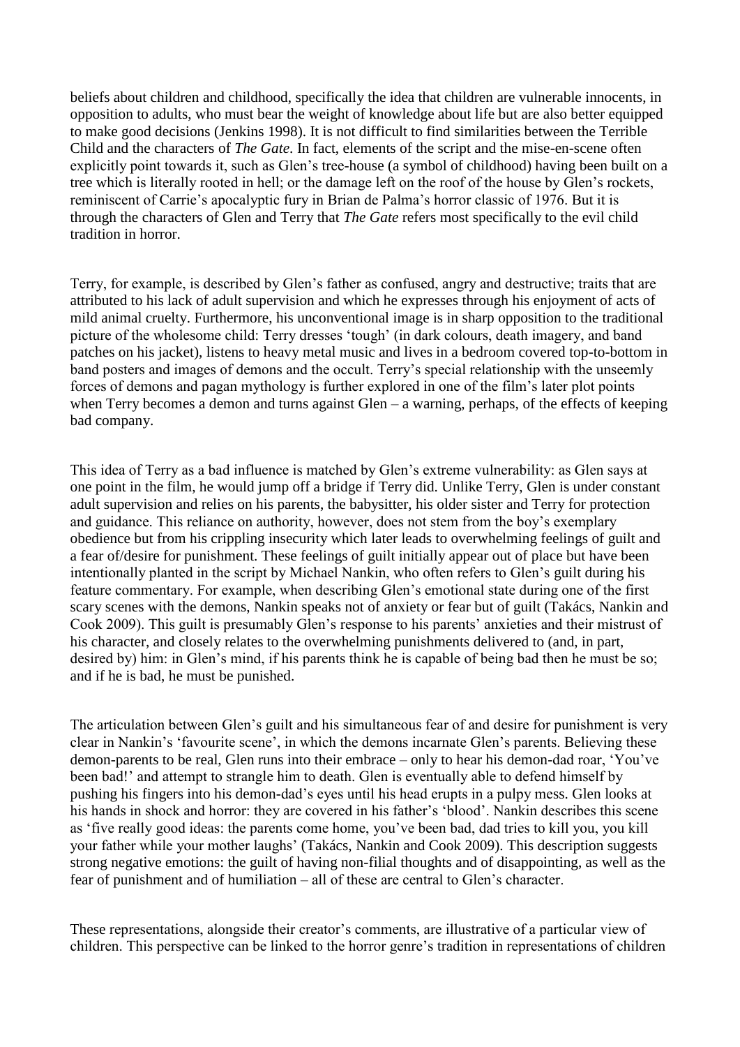beliefs about children and childhood, specifically the idea that children are vulnerable innocents, in opposition to adults, who must bear the weight of knowledge about life but are also better equipped to make good decisions (Jenkins 1998). It is not difficult to find similarities between the Terrible Child and the characters of *The Gate*. In fact, elements of the script and the mise-en-scene often explicitly point towards it, such as Glen's tree-house (a symbol of childhood) having been built on a tree which is literally rooted in hell; or the damage left on the roof of the house by Glen's rockets, reminiscent of Carrie's apocalyptic fury in Brian de Palma's horror classic of 1976. But it is through the characters of Glen and Terry that *The Gate* refers most specifically to the evil child tradition in horror.

Terry, for example, is described by Glen's father as confused, angry and destructive; traits that are attributed to his lack of adult supervision and which he expresses through his enjoyment of acts of mild animal cruelty. Furthermore, his unconventional image is in sharp opposition to the traditional picture of the wholesome child: Terry dresses 'tough' (in dark colours, death imagery, and band patches on his jacket), listens to heavy metal music and lives in a bedroom covered top-to-bottom in band posters and images of demons and the occult. Terry's special relationship with the unseemly forces of demons and pagan mythology is further explored in one of the film's later plot points when Terry becomes a demon and turns against Glen – a warning, perhaps, of the effects of keeping bad company.

This idea of Terry as a bad influence is matched by Glen's extreme vulnerability: as Glen says at one point in the film, he would jump off a bridge if Terry did. Unlike Terry, Glen is under constant adult supervision and relies on his parents, the babysitter, his older sister and Terry for protection and guidance. This reliance on authority, however, does not stem from the boy's exemplary obedience but from his crippling insecurity which later leads to overwhelming feelings of guilt and a fear of/desire for punishment. These feelings of guilt initially appear out of place but have been intentionally planted in the script by Michael Nankin, who often refers to Glen's guilt during his feature commentary. For example, when describing Glen's emotional state during one of the first scary scenes with the demons, Nankin speaks not of anxiety or fear but of guilt (Takács, Nankin and Cook 2009). This guilt is presumably Glen's response to his parents' anxieties and their mistrust of his character, and closely relates to the overwhelming punishments delivered to (and, in part, desired by) him: in Glen's mind, if his parents think he is capable of being bad then he must be so; and if he is bad, he must be punished.

The articulation between Glen's guilt and his simultaneous fear of and desire for punishment is very clear in Nankin's 'favourite scene', in which the demons incarnate Glen's parents. Believing these demon-parents to be real, Glen runs into their embrace – only to hear his demon-dad roar, 'You've been bad!' and attempt to strangle him to death. Glen is eventually able to defend himself by pushing his fingers into his demon-dad's eyes until his head erupts in a pulpy mess. Glen looks at his hands in shock and horror: they are covered in his father's 'blood'. Nankin describes this scene as 'five really good ideas: the parents come home, you've been bad, dad tries to kill you, you kill your father while your mother laughs' (Takács, Nankin and Cook 2009). This description suggests strong negative emotions: the guilt of having non-filial thoughts and of disappointing, as well as the fear of punishment and of humiliation – all of these are central to Glen's character.

These representations, alongside their creator's comments, are illustrative of a particular view of children. This perspective can be linked to the horror genre's tradition in representations of children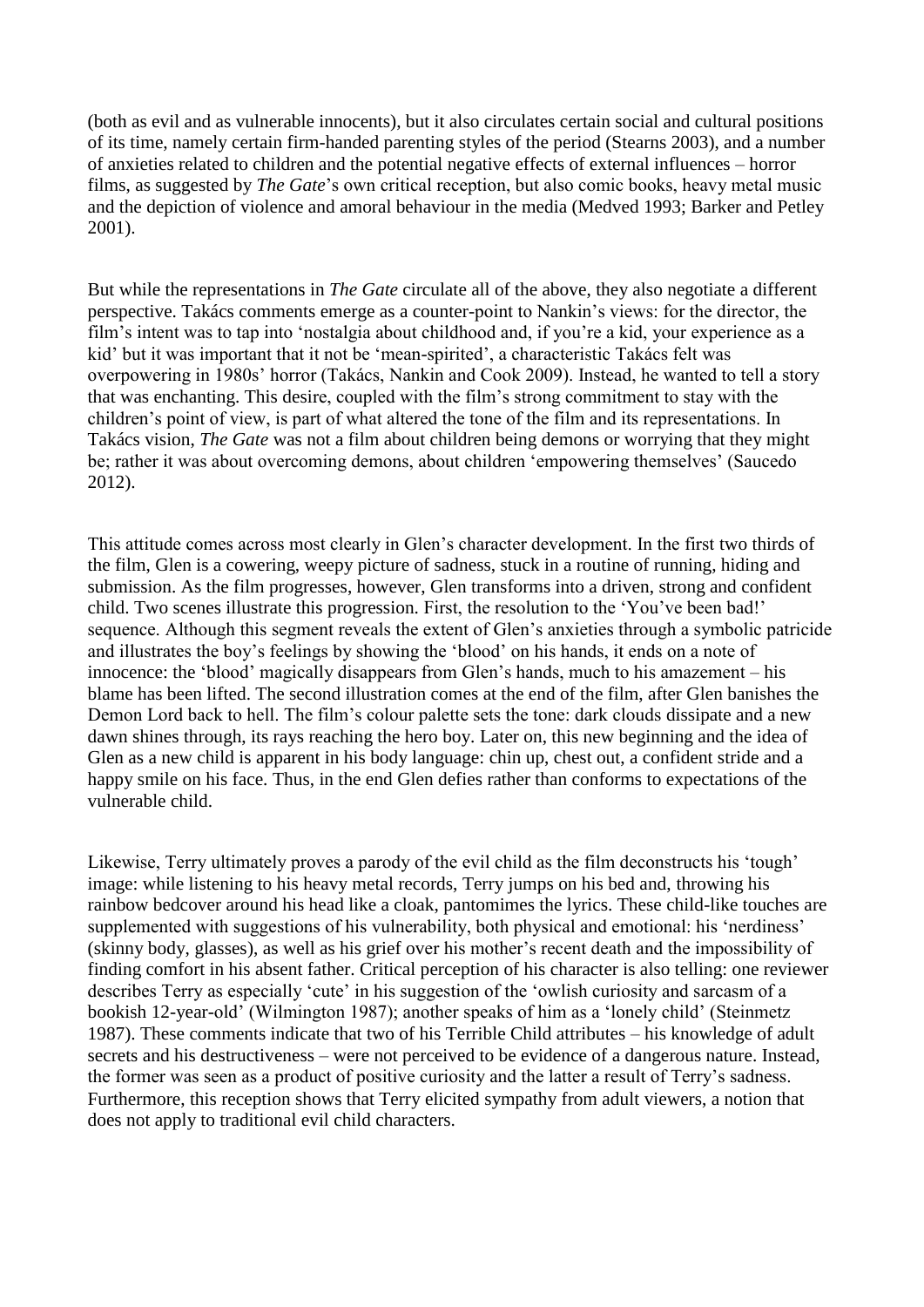(both as evil and as vulnerable innocents), but it also circulates certain social and cultural positions of its time, namely certain firm-handed parenting styles of the period (Stearns 2003), and a number of anxieties related to children and the potential negative effects of external influences – horror films, as suggested by *The Gate*'s own critical reception, but also comic books, heavy metal music and the depiction of violence and amoral behaviour in the media (Medved 1993; Barker and Petley 2001).

But while the representations in *The Gate* circulate all of the above, they also negotiate a different perspective. Takács comments emerge as a counter-point to Nankin's views: for the director, the film's intent was to tap into 'nostalgia about childhood and, if you're a kid, your experience as a kid' but it was important that it not be 'mean-spirited', a characteristic Takács felt was overpowering in 1980s' horror (Takács, Nankin and Cook 2009). Instead, he wanted to tell a story that was enchanting. This desire, coupled with the film's strong commitment to stay with the children's point of view, is part of what altered the tone of the film and its representations. In Takács vision, *The Gate* was not a film about children being demons or worrying that they might be; rather it was about overcoming demons, about children 'empowering themselves' (Saucedo 2012).

This attitude comes across most clearly in Glen's character development. In the first two thirds of the film, Glen is a cowering, weepy picture of sadness, stuck in a routine of running, hiding and submission. As the film progresses, however, Glen transforms into a driven, strong and confident child. Two scenes illustrate this progression. First, the resolution to the 'You've been bad!' sequence. Although this segment reveals the extent of Glen's anxieties through a symbolic patricide and illustrates the boy's feelings by showing the 'blood' on his hands, it ends on a note of innocence: the 'blood' magically disappears from Glen's hands, much to his amazement – his blame has been lifted. The second illustration comes at the end of the film, after Glen banishes the Demon Lord back to hell. The film's colour palette sets the tone: dark clouds dissipate and a new dawn shines through, its rays reaching the hero boy. Later on, this new beginning and the idea of Glen as a new child is apparent in his body language: chin up, chest out, a confident stride and a happy smile on his face. Thus, in the end Glen defies rather than conforms to expectations of the vulnerable child.

Likewise, Terry ultimately proves a parody of the evil child as the film deconstructs his 'tough' image: while listening to his heavy metal records, Terry jumps on his bed and, throwing his rainbow bedcover around his head like a cloak, pantomimes the lyrics. These child-like touches are supplemented with suggestions of his vulnerability, both physical and emotional: his 'nerdiness' (skinny body, glasses), as well as his grief over his mother's recent death and the impossibility of finding comfort in his absent father. Critical perception of his character is also telling: one reviewer describes Terry as especially 'cute' in his suggestion of the 'owlish curiosity and sarcasm of a bookish 12-year-old' (Wilmington 1987); another speaks of him as a 'lonely child' (Steinmetz 1987). These comments indicate that two of his Terrible Child attributes – his knowledge of adult secrets and his destructiveness – were not perceived to be evidence of a dangerous nature. Instead, the former was seen as a product of positive curiosity and the latter a result of Terry's sadness. Furthermore, this reception shows that Terry elicited sympathy from adult viewers, a notion that does not apply to traditional evil child characters.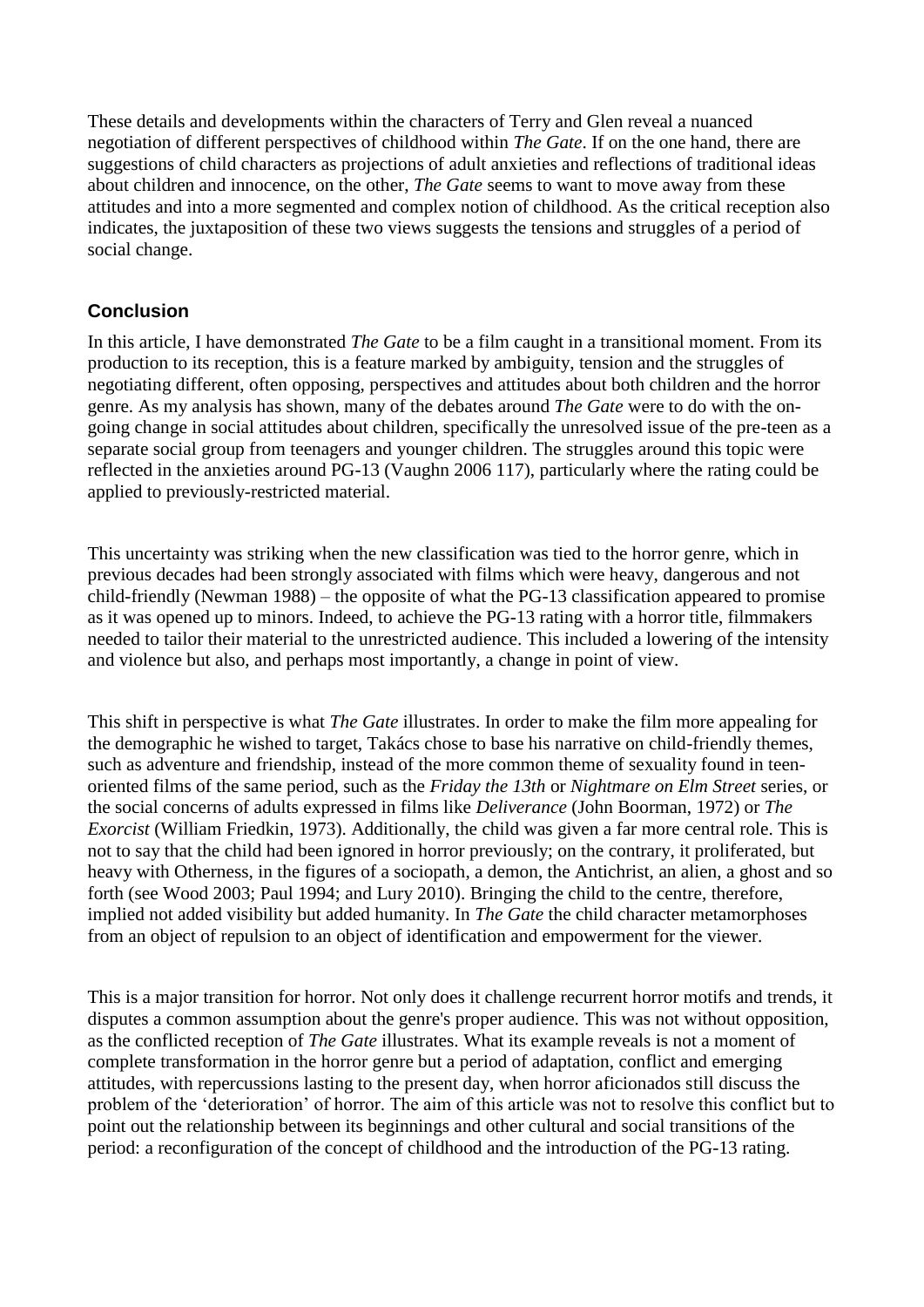These details and developments within the characters of Terry and Glen reveal a nuanced negotiation of different perspectives of childhood within *The Gate*. If on the one hand, there are suggestions of child characters as projections of adult anxieties and reflections of traditional ideas about children and innocence, on the other, *The Gate* seems to want to move away from these attitudes and into a more segmented and complex notion of childhood. As the critical reception also indicates, the juxtaposition of these two views suggests the tensions and struggles of a period of social change.

## Conclusion

In this article, I have demonstrated *The Gate* to be a film caught in a transitional moment. From its production to its reception, this is a feature marked by ambiguity, tension and the struggles of negotiating different, often opposing, perspectives and attitudes about both children and the horror genre. As my analysis has shown, many of the debates around *The Gate* were to do with the on-going change in social attitudes about children, specifically the unresolved issue of the pre-teen as a separate social group from teenagers and younger children. The struggles around this topic were reflected in the anxieties around PG-13 (Vaughn 2006 117), particularly where the rating could be applied to previously-restricted material.

This uncertainty was striking when the new classification was tied to the horror genre, which in previous decades had been strongly associated with films which were heavy, dangerous and not child-friendly (Newman 1988) – the opposite of what the PG-13 classification appeared to promise as it was opened up to minors. Indeed, to achieve the PG-13 rating with a horror title, filmmakers needed to tailor their material to the unrestricted audience. This included a lowering of the intensity and violence but also, and perhaps most importantly, a change in point of view.

This shift in perspective is what *The Gate* illustrates. In order to make the film more appealing for the demographic he wished to target, Takács chose to base his narrative on child-friendly themes, such as adventure and friendship, instead of the more common theme of sexuality found in teen-oriented films of the same period, such as the *Friday the 13th* or *Nightmare on Elm Street* series, or the social concerns of adults expressed in films like *Deliverance* (John Boorman, 1972) or *The Exorcist* (William Friedkin, 1973). Additionally, the child was given a far more central role. This is not to say that the child had been ignored in horror previously; on the contrary, it proliferated, but heavy with Otherness, in the figures of a sociopath, a demon, the Antichrist, an alien, a ghost and so forth (see Wood 2003; Paul 1994; and Lury 2010). Bringing the child to the centre, therefore, implied not added visibility but added humanity. In *The Gate* the child character metamorphoses from an object of repulsion to an object of identification and empowerment for the viewer.

This is a major transition for horror. Not only does it challenge recurrent horror motifs and trends, it disputes a common assumption about the genre's proper audience. This was not without opposition, as the conflicted reception of *The Gate* illustrates. What its example reveals is not a moment of complete transformation in the horror genre but a period of adaptation, conflict and emerging attitudes, with repercussions lasting to the present day, when horror aficionados still discuss the problem of the 'deterioration' of horror. The aim of this article was not to resolve this conflict but to point out the relationship between its beginnings and other cultural and social transitions of the period: a reconfiguration of the concept of childhood and the introduction of the PG-13 rating.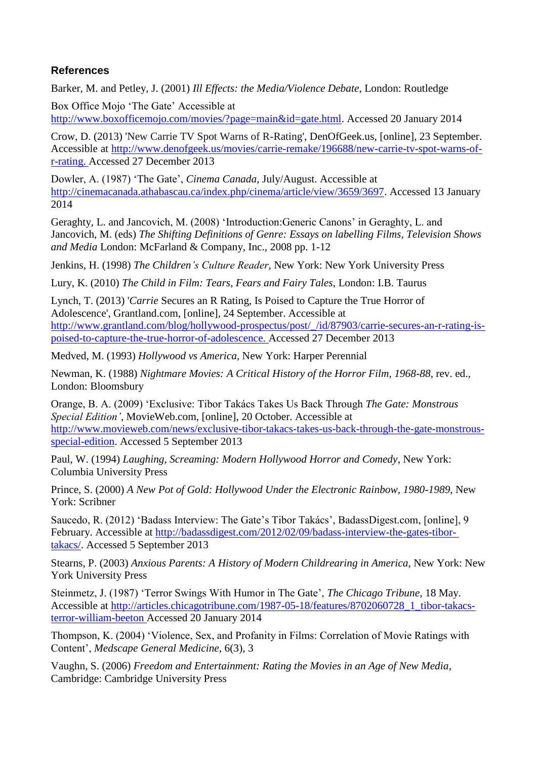## References

Barker, M. and Petley, J. (2001) *Ill Effects: the Media/Violence Debate*, London: Routledge

Box Office Mojo 'The Gate' Accessible at http://www.boxofficemojo.com/movies/?page=main&id=gate.html. Accessed 20 January 2014

Crow, D. (2013) 'New Carrie TV Spot Warns of R-Rating', DenOfGeek.us, [online], 23 September. Accessible at http://www.denofgeek.us/movies/carrie-remake/196688/new-carrie-tv-spot-warns-of-r-rating. Accessed 27 December 2013

Dowler, A. (1987) 'The Gate', *Cinema Canada*, July/August. Accessible at http://cinemacanada.athabascau.ca/index.php/cinema/article/view/3659/3697. Accessed 13 January 2014

Geraghty, L. and Jancovich, M. (2008) 'Introduction:Generic Canons' in Geraghty, L. and Jancovich, M. (eds) *The Shifting Definitions of Genre: Essays on labelling Films, Television Shows and Media* London: McFarland & Company, Inc., 2008 pp. 1-12

Jenkins, H. (1998) *The Children's Culture Reader*, New York: New York University Press

Lury, K. (2010) *The Child in Film: Tears, Fears and Fairy Tales*, London: I.B. Taurus

Lynch, T. (2013) '*Carrie* Secures an R Rating, Is Poised to Capture the True Horror of Adolescence', Grantland.com, [online], 24 September. Accessible at http://www.grantland.com/blog/hollywood-prospectus/post/_/id/87903/carrie-secures-an-r-rating-is-poised-to-capture-the-true-horror-of-adolescence. Accessed 27 December 2013

Medved, M. (1993) *Hollywood vs America*, New York: Harper Perennial

Newman, K. (1988) *Nightmare Movies: A Critical History of the Horror Film, 1968-88*, rev. ed., London: Bloomsbury

Orange, B. A. (2009) 'Exclusive: Tibor Takács Takes Us Back Through *The Gate: Monstrous Special Edition'*, MovieWeb.com, [online], 20 October. Accessible at http://www.movieweb.com/news/exclusive-tibor-takacs-takes-us-back-through-the-gate-monstrous-special-edition. Accessed 5 September 2013

Paul, W. (1994) *Laughing, Screaming: Modern Hollywood Horror and Comedy*, New York: Columbia University Press

Prince, S. (2000) *A New Pot of Gold: Hollywood Under the Electronic Rainbow, 1980-1989*, New York: Scribner

Saucedo, R. (2012) 'Badass Interview: The Gate's Tibor Takács', BadassDigest.com, [online], 9 February. Accessible at http://badassdigest.com/2012/02/09/badass-interview-the-gates-tibor-takacs/. Accessed 5 September 2013

Stearns, P. (2003) *Anxious Parents: A History of Modern Childrearing in America*, New York: New York University Press

Steinmetz, J. (1987) 'Terror Swings With Humor in The Gate', *The Chicago Tribune*, 18 May. Accessible at http://articles.chicagotribune.com/1987-05-18/features/8702060728_1_tibor-takacs-terror-william-beeton Accessed 20 January 2014

Thompson, K. (2004) 'Violence, Sex, and Profanity in Films: Correlation of Movie Ratings with Content', *Medscape General Medicine*, 6(3), 3

Vaughn, S. (2006) *Freedom and Entertainment: Rating the Movies in an Age of New Media*, Cambridge: Cambridge University Press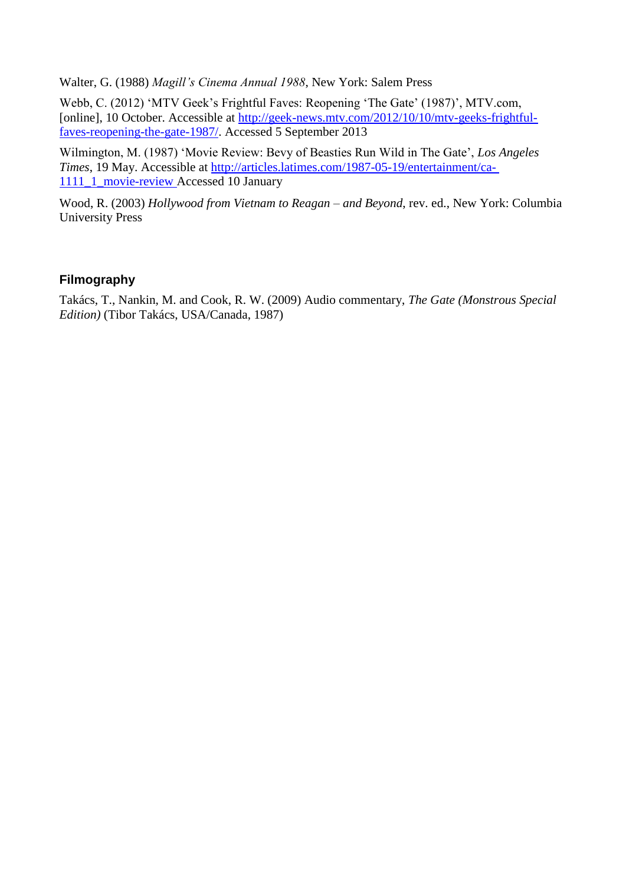Walter, G. (1988) *Magill's Cinema Annual 1988*, New York: Salem Press

Webb, C. (2012) 'MTV Geek's Frightful Faves: Reopening 'The Gate' (1987)', MTV.com, [online], 10 October. Accessible at http://geek-news.mtv.com/2012/10/10/mtv-geeks-frightful-faves-reopening-the-gate-1987/. Accessed 5 September 2013

Wilmington, M. (1987) 'Movie Review: Bevy of Beasties Run Wild in The Gate', *Los Angeles Times*, 19 May. Accessible at http://articles.latimes.com/1987-05-19/entertainment/ca-1111_1_movie-review Accessed 10 January

Wood, R. (2003) *Hollywood from Vietnam to Reagan – and Beyond*, rev. ed., New York: Columbia University Press

## Filmography

Takács, T., Nankin, M. and Cook, R. W. (2009) Audio commentary, *The Gate (Monstrous Special Edition)* (Tibor Takács, USA/Canada, 1987)